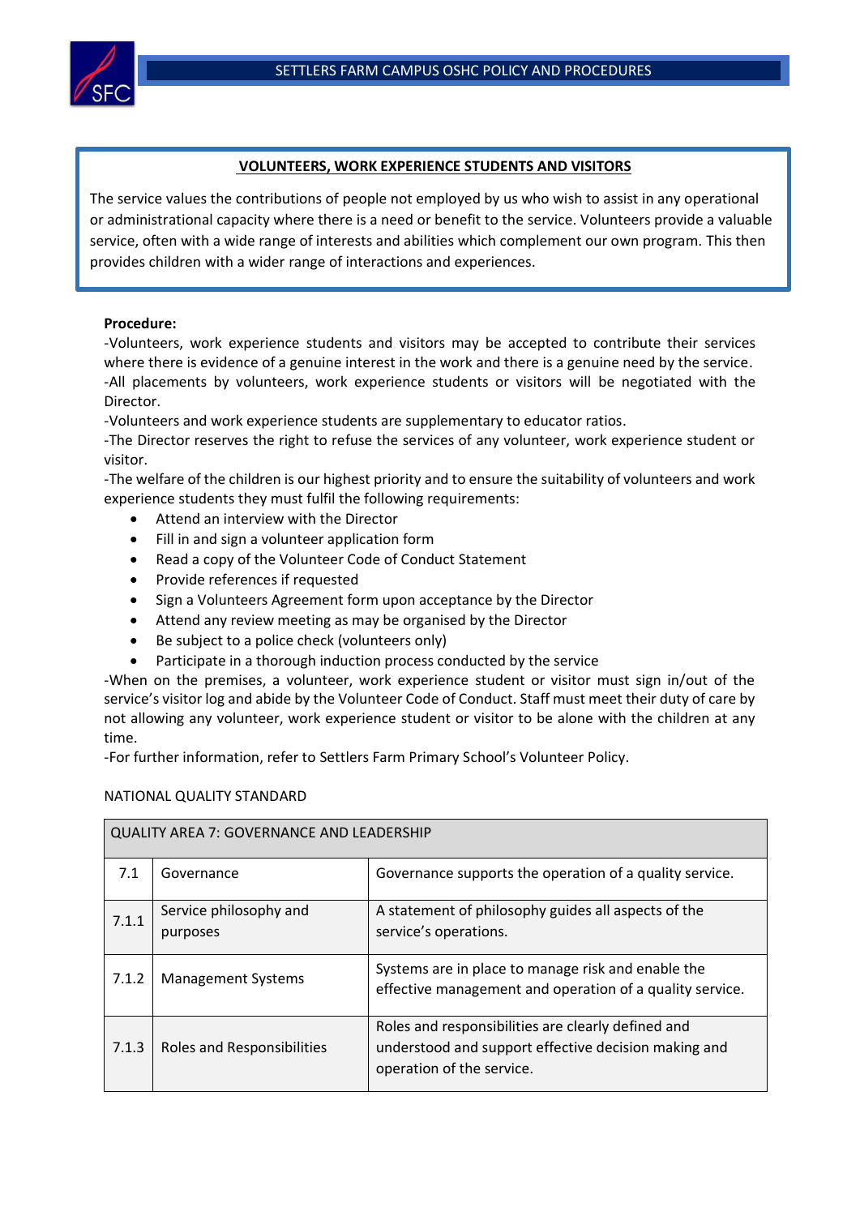## VOLUNTEERS, WORK EXPERIENCE STUDENTS AND VISITORS

The service values the contributions of people not employed by us who wish to assist in any operational or administrational capacity where there is a need or benefit to the service. Volunteers provide a valuable service, often with a wide range of interests and abilities which complement our own program. This then provides children with a wider range of interactions and experiences.

**Procedure:**

-Volunteers, work experience students and visitors may be accepted to contribute their services where there is evidence of a genuine interest in the work and there is a genuine need by the service.

-All placements by volunteers, work experience students or visitors will be negotiated with the Director.

-Volunteers and work experience students are supplementary to educator ratios.

-The Director reserves the right to refuse the services of any volunteer, work experience student or visitor.

-The welfare of the children is our highest priority and to ensure the suitability of volunteers and work experience students they must fulfil the following requirements:

- Attend an interview with the Director
- Fill in and sign a volunteer application form
- Read a copy of the Volunteer Code of Conduct Statement
- Provide references if requested
- Sign a Volunteers Agreement form upon acceptance by the Director
- Attend any review meeting as may be organised by the Director
- Be subject to a police check (volunteers only)
- Participate in a thorough induction process conducted by the service

-When on the premises, a volunteer, work experience student or visitor must sign in/out of the service's visitor log and abide by the Volunteer Code of Conduct. Staff must meet their duty of care by not allowing any volunteer, work experience student or visitor to be alone with the children at any time.

-For further information, refer to Settlers Farm Primary School's Volunteer Policy.

NATIONAL QUALITY STANDARD

| QUALITY AREA 7: GOVERNANCE AND LEADERSHIP | | |
|---|---|---|
| 7.1 | Governance | Governance supports the operation of a quality service. |
| 7.1.1 | Service philosophy and purposes | A statement of philosophy guides all aspects of the service's operations. |
| 7.1.2 | Management Systems | Systems are in place to manage risk and enable the effective management and operation of a quality service. |
| 7.1.3 | Roles and Responsibilities | Roles and responsibilities are clearly defined and understood and support effective decision making and operation of the service. |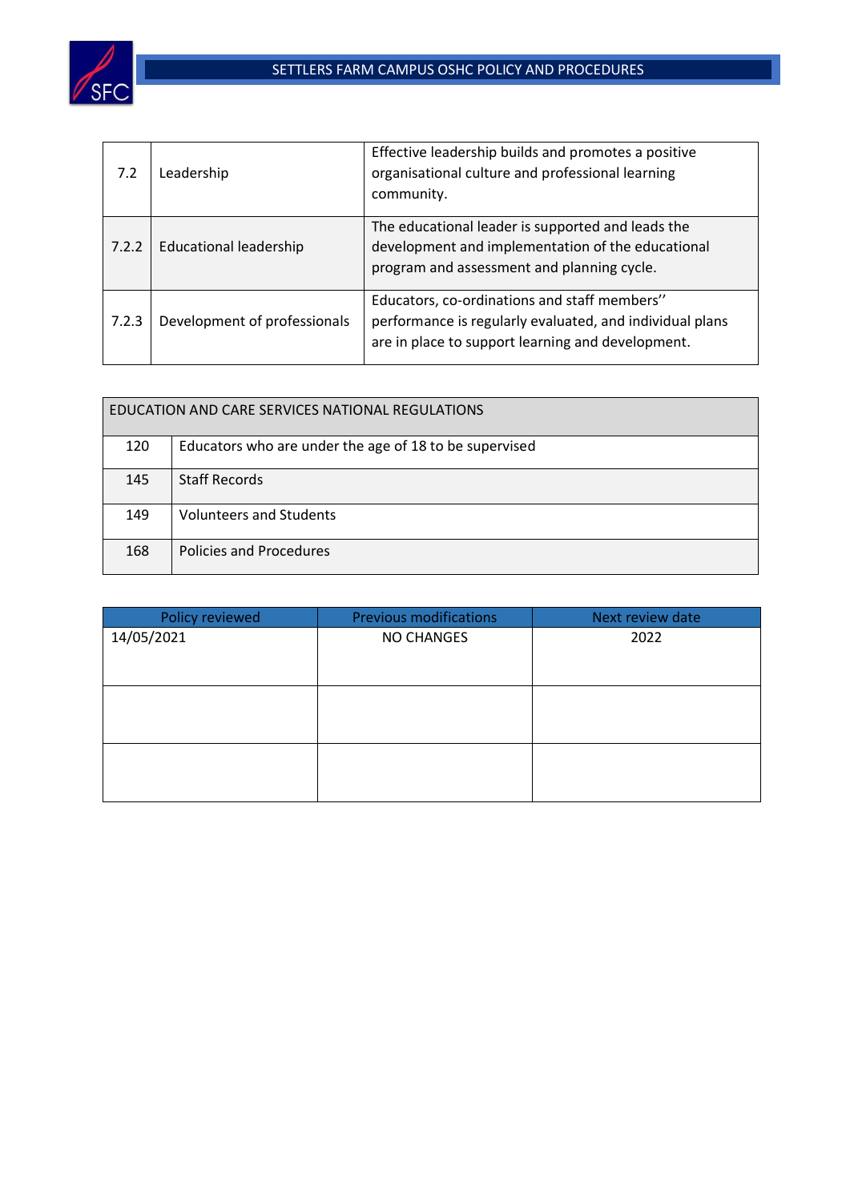| | | |
|---|---|---|
| 7.2 | Leadership | Effective leadership builds and promotes a positive organisational culture and professional learning community. |
| 7.2.2 | Educational leadership | The educational leader is supported and leads the development and implementation of the educational program and assessment and planning cycle. |
| 7.2.3 | Development of professionals | Educators, co-ordinations and staff members'' performance is regularly evaluated, and individual plans are in place to support learning and development. |

| EDUCATION AND CARE SERVICES NATIONAL REGULATIONS | |
|---|---|
| 120 | Educators who are under the age of 18 to be supervised |
| 145 | Staff Records |
| 149 | Volunteers and Students |
| 168 | Policies and Procedures |

| Policy reviewed | Previous modifications | Next review date |
|---|---|---|
| 14/05/2021 | NO CHANGES | 2022 |
| | | |
| | | |